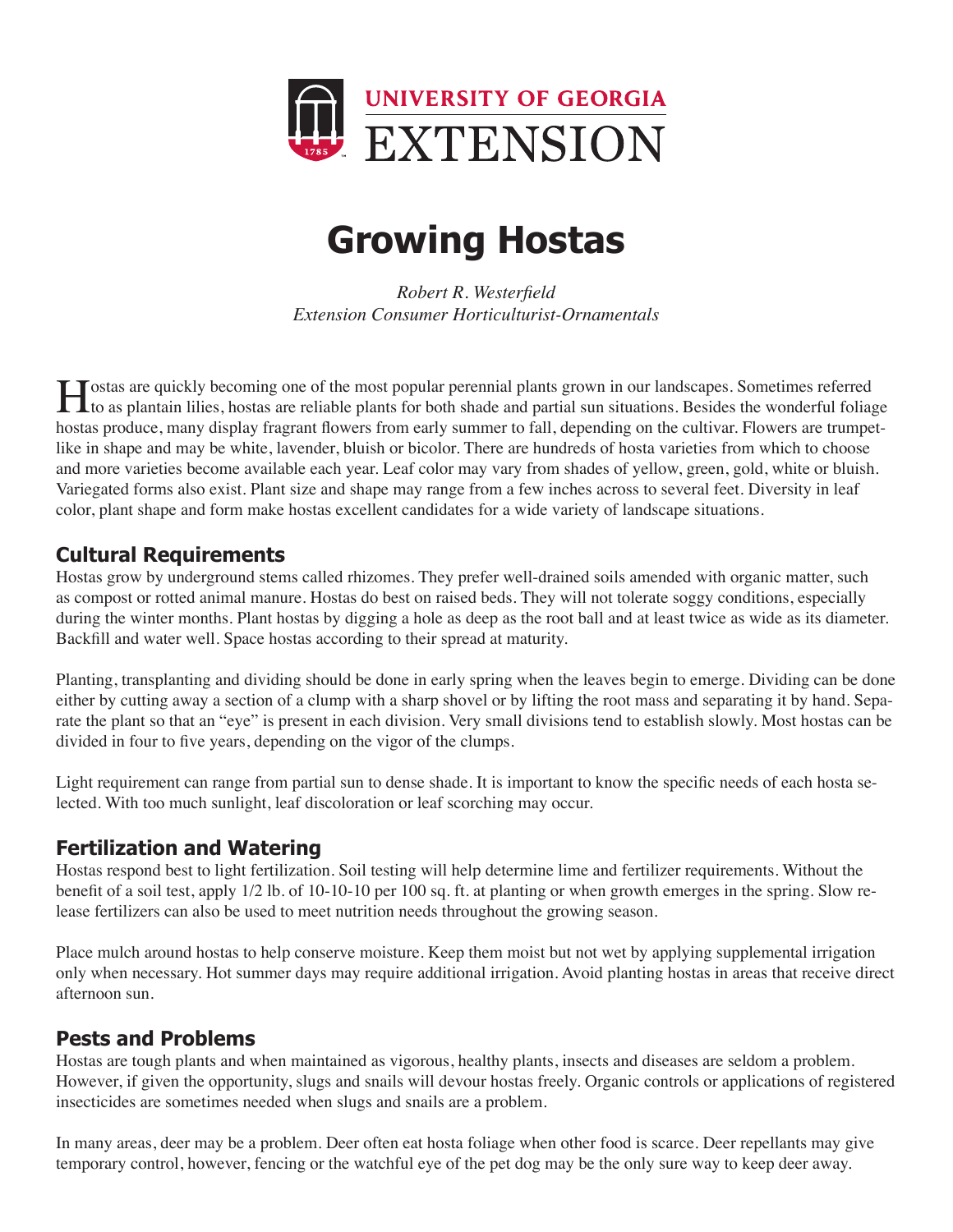UNIVERSITY OF GEORGIA
EXTENSION

# Growing Hostas

*Robert R. Westerfield*
*Extension Consumer Horticulturist-Ornamentals*

Hostas are quickly becoming one of the most popular perennial plants grown in our landscapes. Sometimes referred to as plantain lilies, hostas are reliable plants for both shade and partial sun situations. Besides the wonderful foliage hostas produce, many display fragrant flowers from early summer to fall, depending on the cultivar. Flowers are trumpet-like in shape and may be white, lavender, bluish or bicolor. There are hundreds of hosta varieties from which to choose and more varieties become available each year. Leaf color may vary from shades of yellow, green, gold, white or bluish. Variegated forms also exist. Plant size and shape may range from a few inches across to several feet. Diversity in leaf color, plant shape and form make hostas excellent candidates for a wide variety of landscape situations.

## Cultural Requirements

Hostas grow by underground stems called rhizomes. They prefer well-drained soils amended with organic matter, such as compost or rotted animal manure. Hostas do best on raised beds. They will not tolerate soggy conditions, especially during the winter months. Plant hostas by digging a hole as deep as the root ball and at least twice as wide as its diameter. Backfill and water well. Space hostas according to their spread at maturity.

Planting, transplanting and dividing should be done in early spring when the leaves begin to emerge. Dividing can be done either by cutting away a section of a clump with a sharp shovel or by lifting the root mass and separating it by hand. Separate the plant so that an "eye" is present in each division. Very small divisions tend to establish slowly. Most hostas can be divided in four to five years, depending on the vigor of the clumps.

Light requirement can range from partial sun to dense shade. It is important to know the specific needs of each hosta selected. With too much sunlight, leaf discoloration or leaf scorching may occur.

## Fertilization and Watering

Hostas respond best to light fertilization. Soil testing will help determine lime and fertilizer requirements. Without the benefit of a soil test, apply 1/2 lb. of 10-10-10 per 100 sq. ft. at planting or when growth emerges in the spring. Slow release fertilizers can also be used to meet nutrition needs throughout the growing season.

Place mulch around hostas to help conserve moisture. Keep them moist but not wet by applying supplemental irrigation only when necessary. Hot summer days may require additional irrigation. Avoid planting hostas in areas that receive direct afternoon sun.

## Pests and Problems

Hostas are tough plants and when maintained as vigorous, healthy plants, insects and diseases are seldom a problem. However, if given the opportunity, slugs and snails will devour hostas freely. Organic controls or applications of registered insecticides are sometimes needed when slugs and snails are a problem.

In many areas, deer may be a problem. Deer often eat hosta foliage when other food is scarce. Deer repellants may give temporary control, however, fencing or the watchful eye of the pet dog may be the only sure way to keep deer away.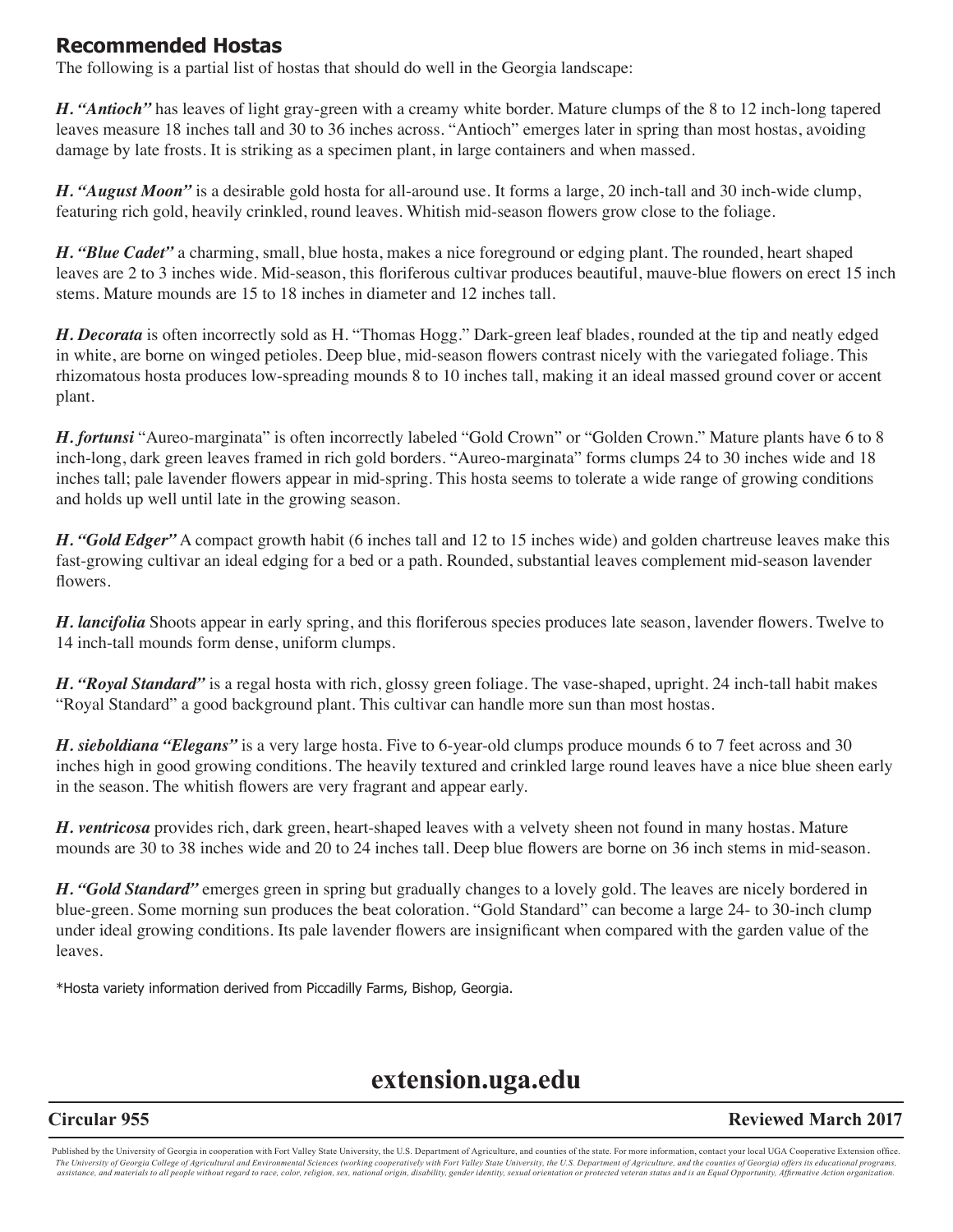## Recommended Hostas

The following is a partial list of hostas that should do well in the Georgia landscape:

***H. "Antioch"*** has leaves of light gray-green with a creamy white border. Mature clumps of the 8 to 12 inch-long tapered leaves measure 18 inches tall and 30 to 36 inches across. "Antioch" emerges later in spring than most hostas, avoiding damage by late frosts. It is striking as a specimen plant, in large containers and when massed.

***H. "August Moon"*** is a desirable gold hosta for all-around use. It forms a large, 20 inch-tall and 30 inch-wide clump, featuring rich gold, heavily crinkled, round leaves. Whitish mid-season flowers grow close to the foliage.

***H. "Blue Cadet"*** a charming, small, blue hosta, makes a nice foreground or edging plant. The rounded, heart shaped leaves are 2 to 3 inches wide. Mid-season, this floriferous cultivar produces beautiful, mauve-blue flowers on erect 15 inch stems. Mature mounds are 15 to 18 inches in diameter and 12 inches tall.

***H. Decorata*** is often incorrectly sold as H. "Thomas Hogg." Dark-green leaf blades, rounded at the tip and neatly edged in white, are borne on winged petioles. Deep blue, mid-season flowers contrast nicely with the variegated foliage. This rhizomatous hosta produces low-spreading mounds 8 to 10 inches tall, making it an ideal massed ground cover or accent plant.

***H. fortunsi*** "Aureo-marginata" is often incorrectly labeled "Gold Crown" or "Golden Crown." Mature plants have 6 to 8 inch-long, dark green leaves framed in rich gold borders. "Aureo-marginata" forms clumps 24 to 30 inches wide and 18 inches tall; pale lavender flowers appear in mid-spring. This hosta seems to tolerate a wide range of growing conditions and holds up well until late in the growing season.

***H. "Gold Edger"*** A compact growth habit (6 inches tall and 12 to 15 inches wide) and golden chartreuse leaves make this fast-growing cultivar an ideal edging for a bed or a path. Rounded, substantial leaves complement mid-season lavender flowers.

***H. lancifolia*** Shoots appear in early spring, and this floriferous species produces late season, lavender flowers. Twelve to 14 inch-tall mounds form dense, uniform clumps.

***H. "Royal Standard"*** is a regal hosta with rich, glossy green foliage. The vase-shaped, upright. 24 inch-tall habit makes "Royal Standard" a good background plant. This cultivar can handle more sun than most hostas.

***H. sieboldiana "Elegans"*** is a very large hosta. Five to 6-year-old clumps produce mounds 6 to 7 feet across and 30 inches high in good growing conditions. The heavily textured and crinkled large round leaves have a nice blue sheen early in the season. The whitish flowers are very fragrant and appear early.

***H. ventricosa*** provides rich, dark green, heart-shaped leaves with a velvety sheen not found in many hostas. Mature mounds are 30 to 38 inches wide and 20 to 24 inches tall. Deep blue flowers are borne on 36 inch stems in mid-season.

***H. "Gold Standard"*** emerges green in spring but gradually changes to a lovely gold. The leaves are nicely bordered in blue-green. Some morning sun produces the beat coloration. "Gold Standard" can become a large 24- to 30-inch clump under ideal growing conditions. Its pale lavender flowers are insignificant when compared with the garden value of the leaves.

*Hosta variety information derived from Piccadilly Farms, Bishop, Georgia.

# extension.uga.edu

**Circular 955** **Reviewed March 2017**

Published by the University of Georgia in cooperation with Fort Valley State University, the U.S. Department of Agriculture, and counties of the state. For more information, contact your local UGA Cooperative Extension office.
*The University of Georgia College of Agricultural and Environmental Sciences (working cooperatively with Fort Valley State University, the U.S. Department of Agriculture, and the counties of Georgia) offers its educational programs, assistance, and materials to all people without regard to race, color, religion, sex, national origin, disability, gender identity, sexual orientation or protected veteran status and is an Equal Opportunity, Affirmative Action organization.*